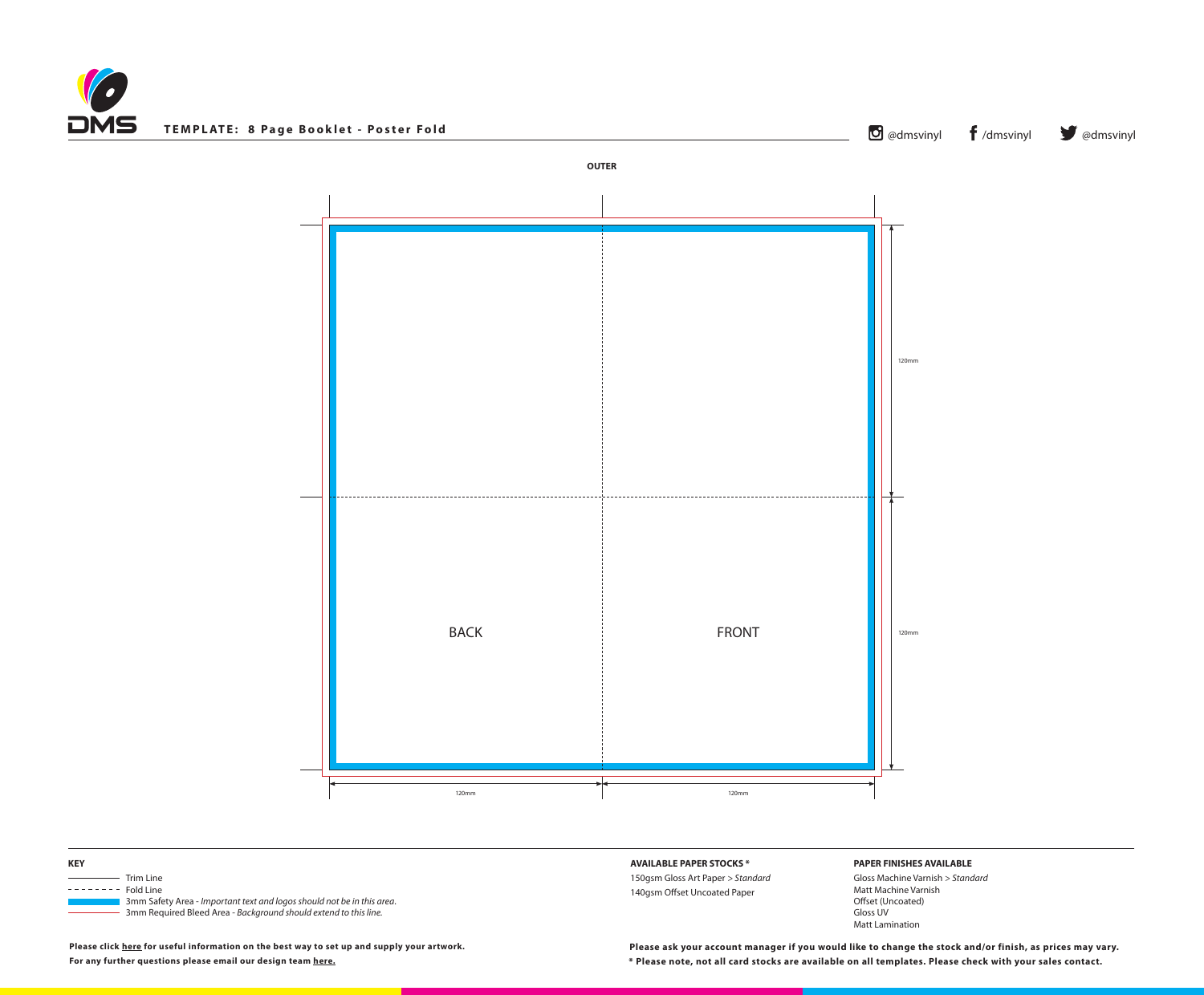DMS

**TEMPLATE: 8 Page Booklet - Poster Fold**

@dmsvinyl /dmsvinyl @dmsvinyl

**OUTER**

120mm

120mm

BACK

FRONT

120mm

120mm

**KEY**

- Trim Line
- Fold Line
- 3mm Safety Area - *Important text and logos should not be in this area.*
- 3mm Required Bleed Area - *Background should extend to this line.*

**AVAILABLE PAPER STOCKS \***

150gsm Gloss Art Paper > *Standard*
140gsm Offset Uncoated Paper

**PAPER FINISHES AVAILABLE**

Gloss Machine Varnish > *Standard*
Matt Machine Varnish
Offset (Uncoated)
Gloss UV
Matt Lamination

**Please click here for useful information on the best way to set up and supply your artwork.**
**For any further questions please email our design team here.**

**Please ask your account manager if you would like to change the stock and/or finish, as prices may vary.**
**\* Please note, not all card stocks are available on all templates. Please check with your sales contact.**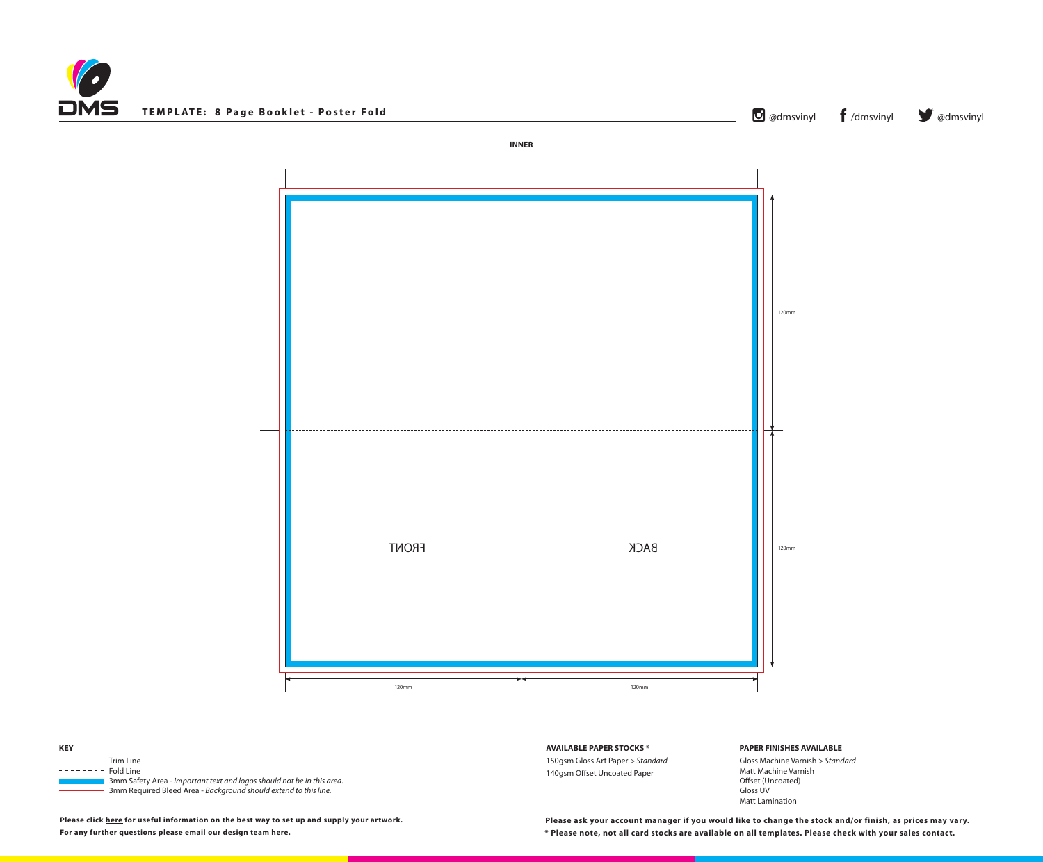**TEMPLATE: 8 Page Booklet - Poster Fold**

@dmsvinyl /dmsvinyl @dmsvinyl

**INNER**

FRONT

BACK

120mm

120mm

120mm

120mm

**KEY**

Trim Line
Fold Line
3mm Safety Area - *Important text and logos should not be in this area.*
3mm Required Bleed Area - *Background should extend to this line.*

**AVAILABLE PAPER STOCKS ***

150gsm Gloss Art Paper > *Standard*
140gsm Offset Uncoated Paper

**PAPER FINISHES AVAILABLE**

Gloss Machine Varnish > *Standard*
Matt Machine Varnish
Offset (Uncoated)
Gloss UV
Matt Lamination

**Please click here for useful information on the best way to set up and supply your artwork.**
**For any further questions please email our design team here.**

**Please ask your account manager if you would like to change the stock and/or finish, as prices may vary.**
*** Please note, not all card stocks are available on all templates. Please check with your sales contact.**